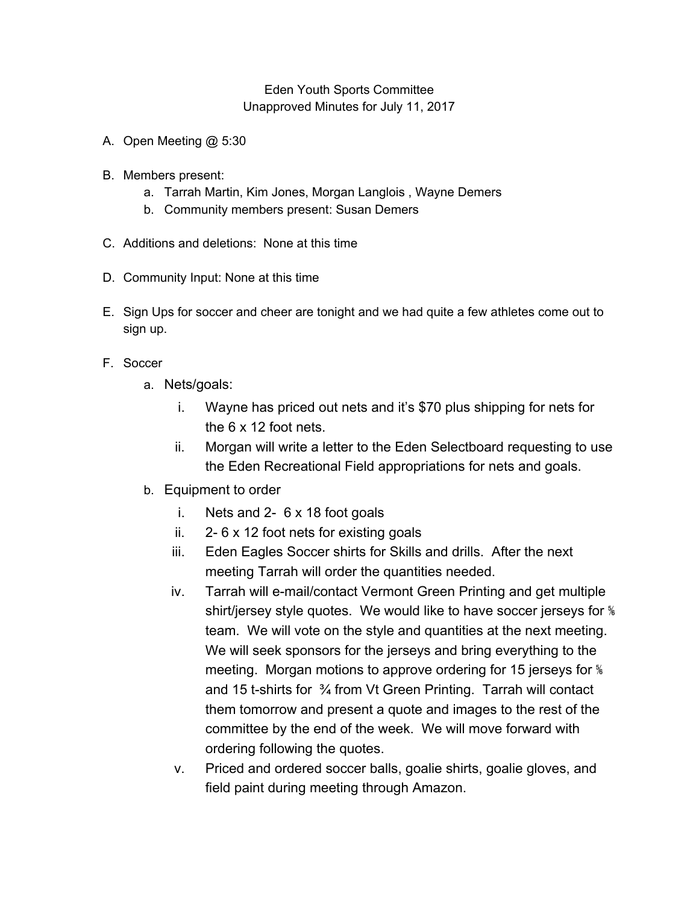Eden Youth Sports Committee
Unapproved Minutes for July 11, 2017

A. Open Meeting @ 5:30

B. Members present:
   a. Tarrah Martin, Kim Jones, Morgan Langlois , Wayne Demers
   b. Community members present: Susan Demers

C. Additions and deletions: None at this time

D. Community Input: None at this time

E. Sign Ups for soccer and cheer are tonight and we had quite a few athletes come out to sign up.

F. Soccer
   a. Nets/goals:
      i. Wayne has priced out nets and it's $70 plus shipping for nets for the 6 x 12 foot nets.
      ii. Morgan will write a letter to the Eden Selectboard requesting to use the Eden Recreational Field appropriations for nets and goals.
   b. Equipment to order
      i. Nets and 2- 6 x 18 foot goals
      ii. 2- 6 x 12 foot nets for existing goals
      iii. Eden Eagles Soccer shirts for Skills and drills. After the next meeting Tarrah will order the quantities needed.
      iv. Tarrah will e-mail/contact Vermont Green Printing and get multiple shirt/jersey style quotes. We would like to have soccer jerseys for ⅚ team. We will vote on the style and quantities at the next meeting. We will seek sponsors for the jerseys and bring everything to the meeting. Morgan motions to approve ordering for 15 jerseys for ⅚ and 15 t-shirts for ¾ from Vt Green Printing. Tarrah will contact them tomorrow and present a quote and images to the rest of the committee by the end of the week. We will move forward with ordering following the quotes.
      v. Priced and ordered soccer balls, goalie shirts, goalie gloves, and field paint during meeting through Amazon.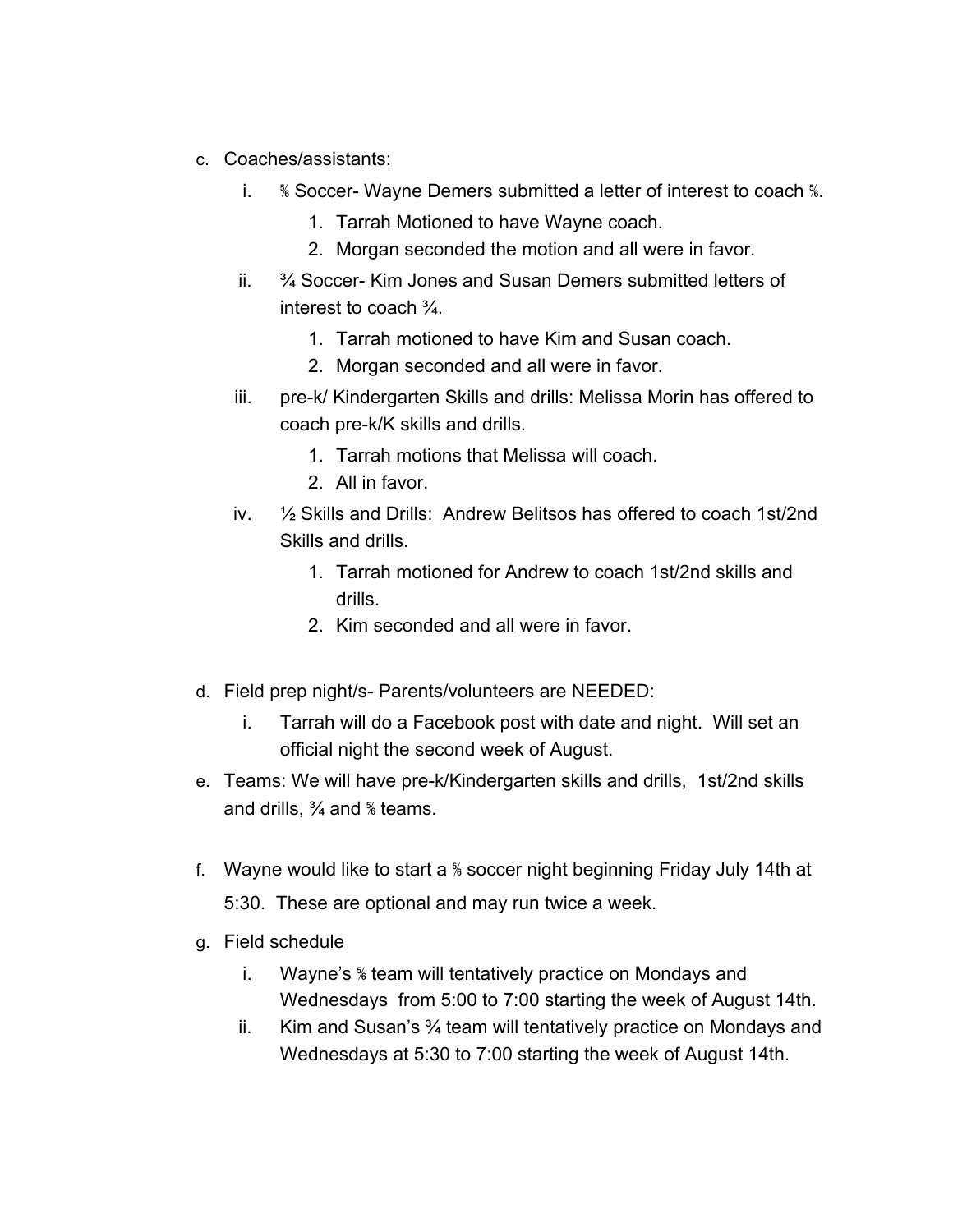c. Coaches/assistants:
    i. ⅚ Soccer- Wayne Demers submitted a letter of interest to coach ⅚.
        1. Tarrah Motioned to have Wayne coach.
        2. Morgan seconded the motion and all were in favor.
    ii. ¾ Soccer- Kim Jones and Susan Demers submitted letters of interest to coach ¾.
        1. Tarrah motioned to have Kim and Susan coach.
        2. Morgan seconded and all were in favor.
    iii. pre-k/ Kindergarten Skills and drills: Melissa Morin has offered to coach pre-k/K skills and drills.
        1. Tarrah motions that Melissa will coach.
        2. All in favor.
    iv. ½ Skills and Drills: Andrew Belitsos has offered to coach 1st/2nd Skills and drills.
        1. Tarrah motioned for Andrew to coach 1st/2nd skills and drills.
        2. Kim seconded and all were in favor.

d. Field prep night/s- Parents/volunteers are NEEDED:
    i. Tarrah will do a Facebook post with date and night. Will set an official night the second week of August.

e. Teams: We will have pre-k/Kindergarten skills and drills, 1st/2nd skills and drills, ¾ and ⅚ teams.

f. Wayne would like to start a ⅚ soccer night beginning Friday July 14th at 5:30. These are optional and may run twice a week.

g. Field schedule
    i. Wayne's ⅚ team will tentatively practice on Mondays and Wednesdays from 5:00 to 7:00 starting the week of August 14th.
    ii. Kim and Susan's ¾ team will tentatively practice on Mondays and Wednesdays at 5:30 to 7:00 starting the week of August 14th.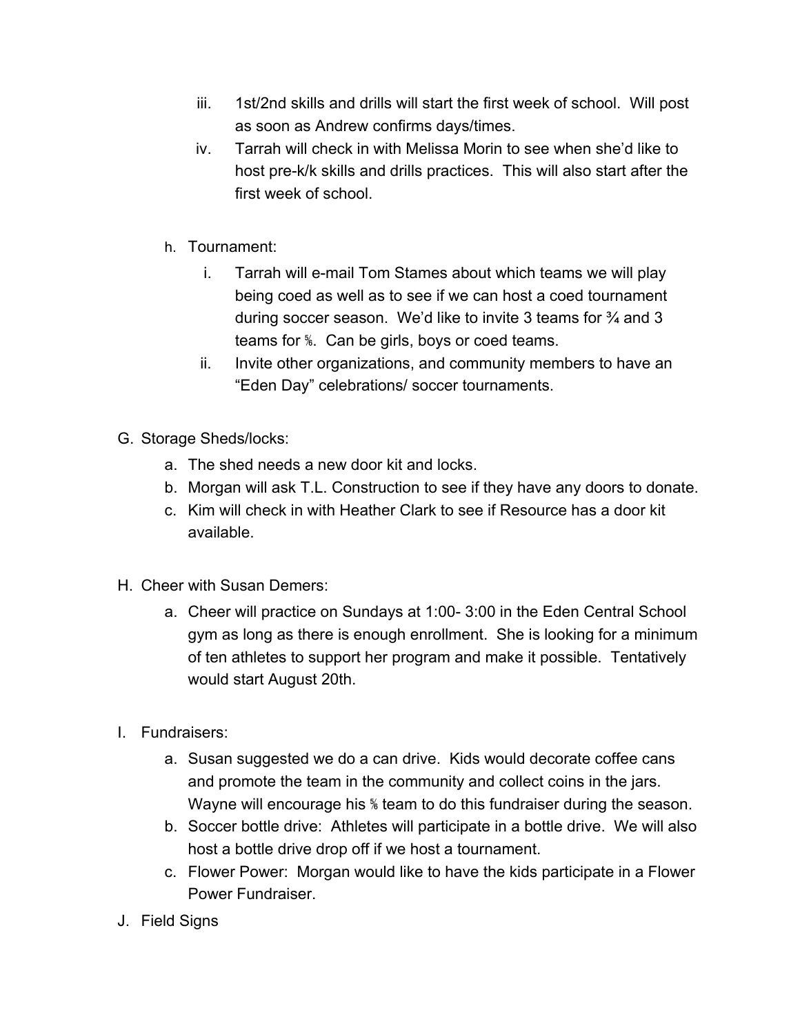iii. 1st/2nd skills and drills will start the first week of school. Will post as soon as Andrew confirms days/times.
   iv. Tarrah will check in with Melissa Morin to see when she'd like to host pre-k/k skills and drills practices. This will also start after the first week of school.

- h. Tournament:
   i. Tarrah will e-mail Tom Stames about which teams we will play being coed as well as to see if we can host a coed tournament during soccer season. We'd like to invite 3 teams for ¾ and 3 teams for ⅚. Can be girls, boys or coed teams.
   ii. Invite other organizations, and community members to have an "Eden Day" celebrations/ soccer tournaments.

G. Storage Sheds/locks:
   a. The shed needs a new door kit and locks.
   b. Morgan will ask T.L. Construction to see if they have any doors to donate.
   c. Kim will check in with Heather Clark to see if Resource has a door kit available.

H. Cheer with Susan Demers:
   a. Cheer will practice on Sundays at 1:00- 3:00 in the Eden Central School gym as long as there is enough enrollment. She is looking for a minimum of ten athletes to support her program and make it possible. Tentatively would start August 20th.

I. Fundraisers:
   a. Susan suggested we do a can drive. Kids would decorate coffee cans and promote the team in the community and collect coins in the jars. Wayne will encourage his ⅚ team to do this fundraiser during the season.
   b. Soccer bottle drive: Athletes will participate in a bottle drive. We will also host a bottle drive drop off if we host a tournament.
   c. Flower Power: Morgan would like to have the kids participate in a Flower Power Fundraiser.

J. Field Signs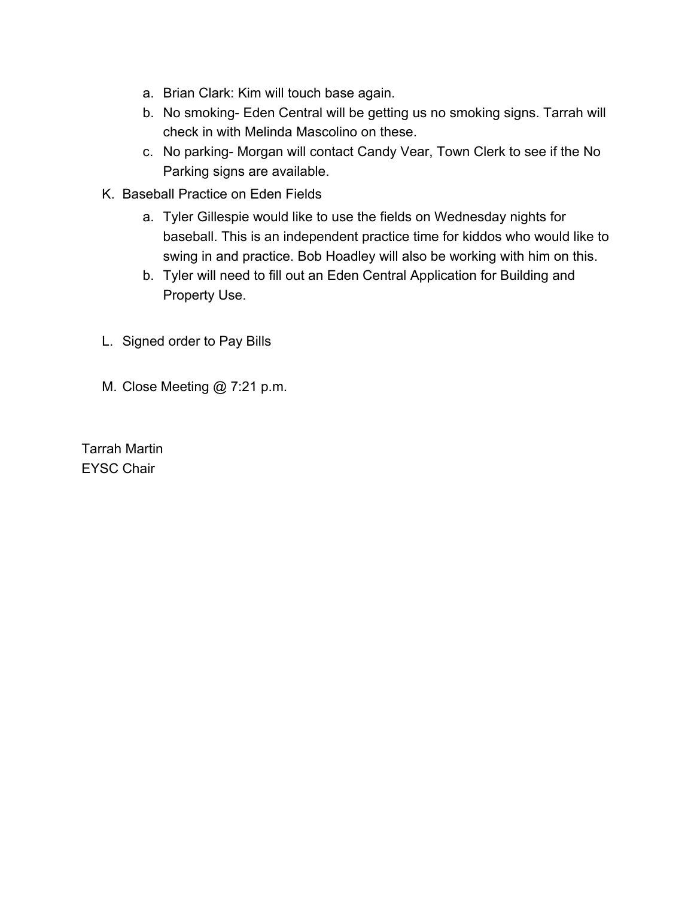a. Brian Clark: Kim will touch base again.
   b. No smoking- Eden Central will be getting us no smoking signs. Tarrah will check in with Melinda Mascolino on these.
   c. No parking- Morgan will contact Candy Vear, Town Clerk to see if the No Parking signs are available.

K. Baseball Practice on Eden Fields
   a. Tyler Gillespie would like to use the fields on Wednesday nights for baseball. This is an independent practice time for kiddos who would like to swing in and practice. Bob Hoadley will also be working with him on this.
   b. Tyler will need to fill out an Eden Central Application for Building and Property Use.

L. Signed order to Pay Bills

M. Close Meeting @ 7:21 p.m.

Tarrah Martin
EYSC Chair